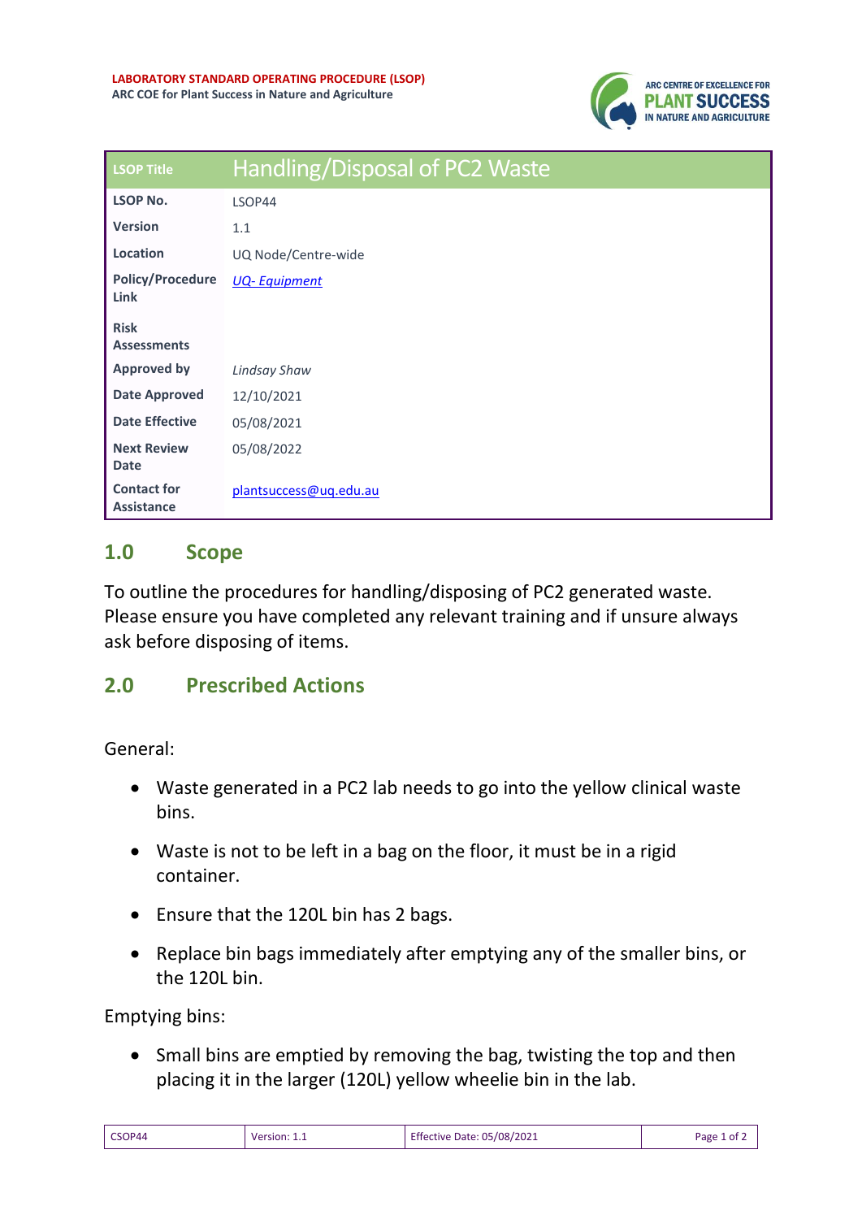**LABORATORY STANDARD OPERATING PROCEDURE (LSOP)**
**ARC COE for Plant Success in Nature and Agriculture**

| LSOP Title | Handling/Disposal of PC2 Waste |
|---|---|
| **LSOP No.** | LSOP44 |
| **Version** | 1.1 |
| **Location** | UQ Node/Centre-wide |
| **Policy/Procedure Link** | *UQ- Equipment* |
| **Risk Assessments** | |
| **Approved by** | *Lindsay Shaw* |
| **Date Approved** | 12/10/2021 |
| **Date Effective** | 05/08/2021 |
| **Next Review Date** | 05/08/2022 |
| **Contact for Assistance** | plantsuccess@uq.edu.au |

## 1.0 Scope

To outline the procedures for handling/disposing of PC2 generated waste. Please ensure you have completed any relevant training and if unsure always ask before disposing of items.

## 2.0 Prescribed Actions

General:

- Waste generated in a PC2 lab needs to go into the yellow clinical waste bins.
- Waste is not to be left in a bag on the floor, it must be in a rigid container.
- Ensure that the 120L bin has 2 bags.
- Replace bin bags immediately after emptying any of the smaller bins, or the 120L bin.

Emptying bins:

- Small bins are emptied by removing the bag, twisting the top and then placing it in the larger (120L) yellow wheelie bin in the lab.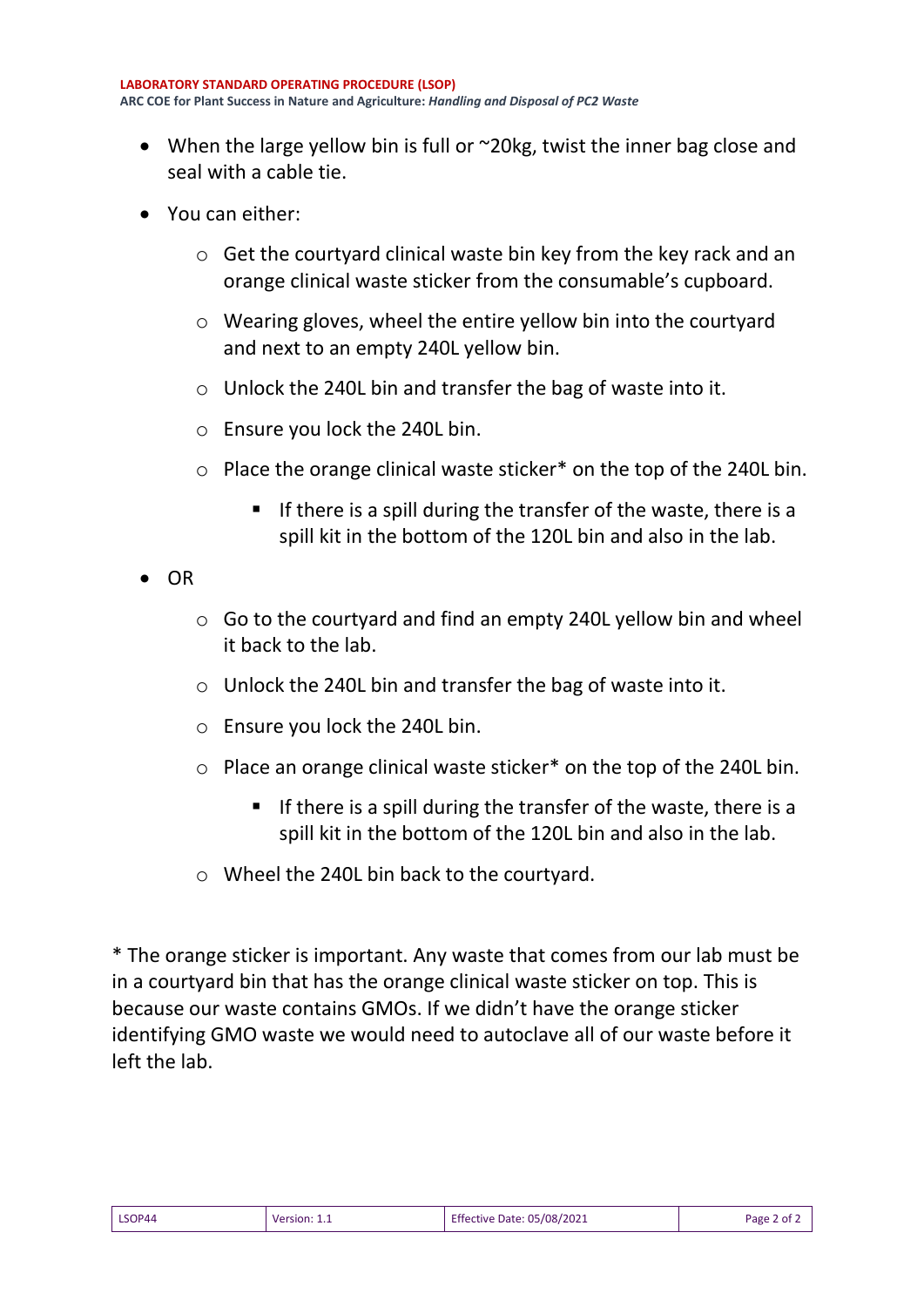- When the large yellow bin is full or ~20kg, twist the inner bag close and seal with a cable tie.
- You can either:
    - Get the courtyard clinical waste bin key from the key rack and an orange clinical waste sticker from the consumable's cupboard.
    - Wearing gloves, wheel the entire yellow bin into the courtyard and next to an empty 240L yellow bin.
    - Unlock the 240L bin and transfer the bag of waste into it.
    - Ensure you lock the 240L bin.
    - Place the orange clinical waste sticker* on the top of the 240L bin.
        - If there is a spill during the transfer of the waste, there is a spill kit in the bottom of the 120L bin and also in the lab.
- OR
    - Go to the courtyard and find an empty 240L yellow bin and wheel it back to the lab.
    - Unlock the 240L bin and transfer the bag of waste into it.
    - Ensure you lock the 240L bin.
    - Place an orange clinical waste sticker* on the top of the 240L bin.
        - If there is a spill during the transfer of the waste, there is a spill kit in the bottom of the 120L bin and also in the lab.
    - Wheel the 240L bin back to the courtyard.

* The orange sticker is important. Any waste that comes from our lab must be in a courtyard bin that has the orange clinical waste sticker on top. This is because our waste contains GMOs. If we didn't have the orange sticker identifying GMO waste we would need to autoclave all of our waste before it left the lab.